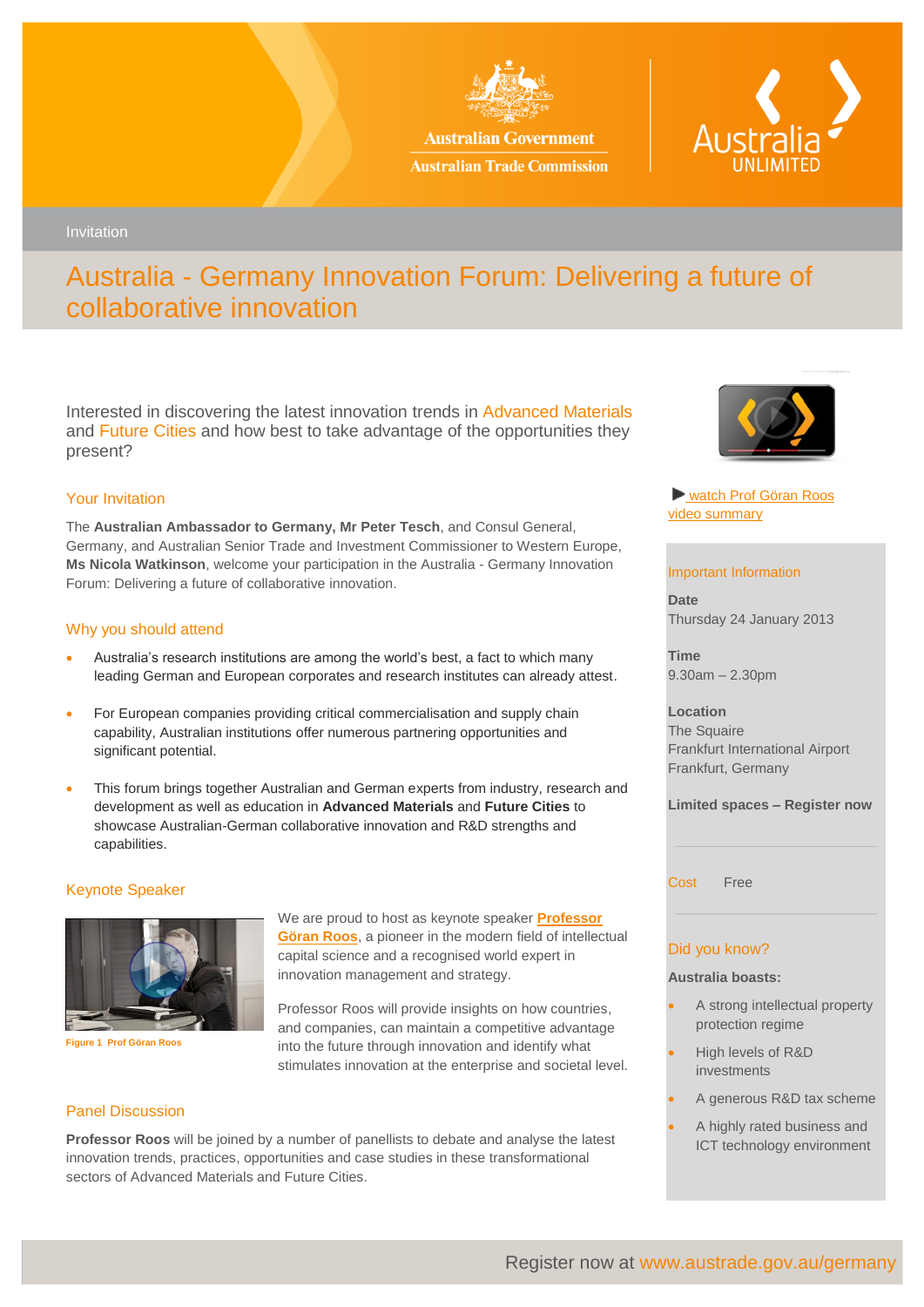Australian Government
Australian Trade Commission

Australia UNLIMITED

Invitation

# Australia - Germany Innovation Forum: Delivering a future of collaborative innovation

Interested in discovering the latest innovation trends in Advanced Materials and Future Cities and how best to take advantage of the opportunities they present?

## Your Invitation

The **Australian Ambassador to Germany, Mr Peter Tesch**, and Consul General, Germany, and Australian Senior Trade and Investment Commissioner to Western Europe, **Ms Nicola Watkinson**, welcome your participation in the Australia - Germany Innovation Forum: Delivering a future of collaborative innovation.

## Why you should attend

- Australia's research institutions are among the world's best, a fact to which many leading German and European corporates and research institutes can already attest.
- For European companies providing critical commercialisation and supply chain capability, Australian institutions offer numerous partnering opportunities and significant potential.
- This forum brings together Australian and German experts from industry, research and development as well as education in **Advanced Materials** and **Future Cities** to showcase Australian-German collaborative innovation and R&D strengths and capabilities.

## Keynote Speaker

Figure 1 Prof Göran Roos

We are proud to host as keynote speaker **Professor Göran Roos**, a pioneer in the modern field of intellectual capital science and a recognised world expert in innovation management and strategy.

Professor Roos will provide insights on how countries, and companies, can maintain a competitive advantage into the future through innovation and identify what stimulates innovation at the enterprise and societal level.

## Panel Discussion

**Professor Roos** will be joined by a number of panellists to debate and analyse the latest innovation trends, practices, opportunities and case studies in these transformational sectors of Advanced Materials and Future Cities.

watch Prof Göran Roos video summary

## Important Information

**Date**
Thursday 24 January 2013

**Time**
9.30am – 2.30pm

**Location**
The Squaire
Frankfurt International Airport
Frankfurt, Germany

**Limited spaces – Register now**

Cost Free

## Did you know?

**Australia boasts:**

- A strong intellectual property protection regime
- High levels of R&D investments
- A generous R&D tax scheme
- A highly rated business and ICT technology environment

Register now at www.austrade.gov.au/germany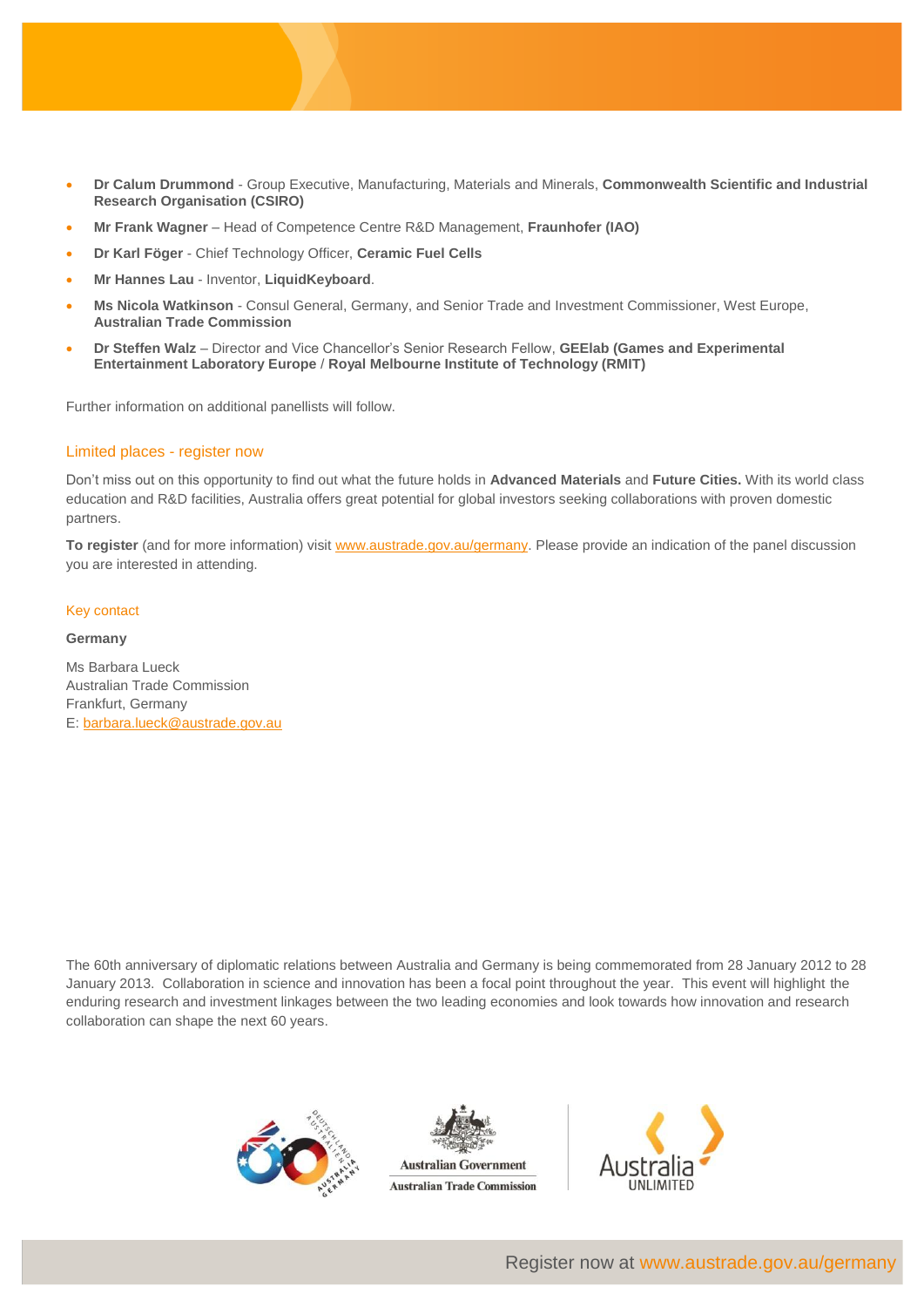- **Dr Calum Drummond** - Group Executive, Manufacturing, Materials and Minerals, **Commonwealth Scientific and Industrial Research Organisation (CSIRO)**
- **Mr Frank Wagner** – Head of Competence Centre R&D Management, **Fraunhofer (IAO)**
- **Dr Karl Föger** - Chief Technology Officer, **Ceramic Fuel Cells**
- **Mr Hannes Lau** - Inventor, **LiquidKeyboard**.
- **Ms Nicola Watkinson** - Consul General, Germany, and Senior Trade and Investment Commissioner, West Europe, **Australian Trade Commission**
- **Dr Steffen Walz** – Director and Vice Chancellor's Senior Research Fellow, **GEElab (Games and Experimental Entertainment Laboratory Europe** / **Royal Melbourne Institute of Technology (RMIT)**

Further information on additional panellists will follow.

## Limited places - register now

Don't miss out on this opportunity to find out what the future holds in **Advanced Materials** and **Future Cities.** With its world class education and R&D facilities, Australia offers great potential for global investors seeking collaborations with proven domestic partners.

**To register** (and for more information) visit www.austrade.gov.au/germany. Please provide an indication of the panel discussion you are interested in attending.

### Key contact

**Germany**

Ms Barbara Lueck
Australian Trade Commission
Frankfurt, Germany
E: barbara.lueck@austrade.gov.au

The 60th anniversary of diplomatic relations between Australia and Germany is being commemorated from 28 January 2012 to 28 January 2013. Collaboration in science and innovation has been a focal point throughout the year. This event will highlight the enduring research and investment linkages between the two leading economies and look towards how innovation and research collaboration can shape the next 60 years.

Australian Government
Australian Trade Commission

Australia UNLIMITED

Register now at www.austrade.gov.au/germany